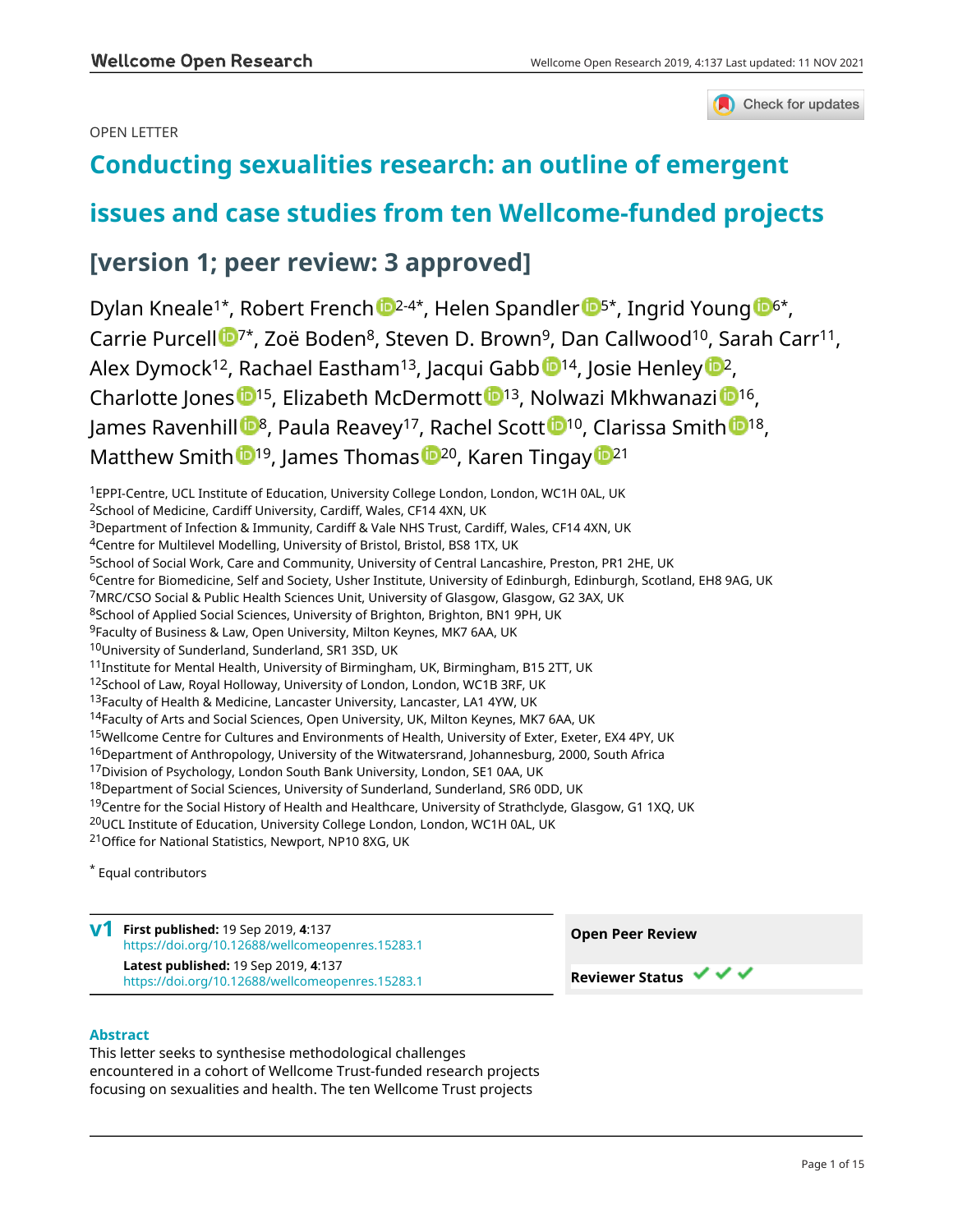OPEN LETTER

# Conducting sexualities research: an outline of emergent issues and case studies from ten Wellcome-funded projects

## [version 1; peer review: 3 approved]

Dylan Kneale[1*], Robert French[2-4*], Helen Spandler[5*], Ingrid Young[6*], Carrie Purcell[7*], Zoë Boden[8], Steven D. Brown[9], Dan Callwood[10], Sarah Carr[11], Alex Dymock[12], Rachael Eastham[13], Jacqui Gabb[14], Josie Henley[2], Charlotte Jones[15], Elizabeth McDermott[13], Nolwazi Mkhwanazi[16], James Ravenhill[8], Paula Reavey[17], Rachel Scott[10], Clarissa Smith[18], Matthew Smith[19], James Thomas[20], Karen Tingay[21]

[1]EPPI-Centre, UCL Institute of Education, University College London, London, WC1H 0AL, UK
[2]School of Medicine, Cardiff University, Cardiff, Wales, CF14 4XN, UK
[3]Department of Infection & Immunity, Cardiff & Vale NHS Trust, Cardiff, Wales, CF14 4XN, UK
[4]Centre for Multilevel Modelling, University of Bristol, Bristol, BS8 1TX, UK
[5]School of Social Work, Care and Community, University of Central Lancashire, Preston, PR1 2HE, UK
[6]Centre for Biomedicine, Self and Society, Usher Institute, University of Edinburgh, Edinburgh, Scotland, EH8 9AG, UK
[7]MRC/CSO Social & Public Health Sciences Unit, University of Glasgow, Glasgow, G2 3AX, UK
[8]School of Applied Social Sciences, University of Brighton, Brighton, BN1 9PH, UK
[9]Faculty of Business & Law, Open University, Milton Keynes, MK7 6AA, UK
[10]University of Sunderland, Sunderland, SR1 3SD, UK
[11]Institute for Mental Health, University of Birmingham, UK, Birmingham, B15 2TT, UK
[12]School of Law, Royal Holloway, University of London, London, WC1B 3RF, UK
[13]Faculty of Health & Medicine, Lancaster University, Lancaster, LA1 4YW, UK
[14]Faculty of Arts and Social Sciences, Open University, UK, Milton Keynes, MK7 6AA, UK
[15]Wellcome Centre for Cultures and Environments of Health, University of Exter, Exeter, EX4 4PY, UK
[16]Department of Anthropology, University of the Witwatersrand, Johannesburg, 2000, South Africa
[17]Division of Psychology, London South Bank University, London, SE1 0AA, UK
[18]Department of Social Sciences, University of Sunderland, Sunderland, SR6 0DD, UK
[19]Centre for the Social History of Health and Healthcare, University of Strathclyde, Glasgow, G1 1XQ, UK
[20]UCL Institute of Education, University College London, London, WC1H 0AL, UK
[21]Office for National Statistics, Newport, NP10 8XG, UK

[*] Equal contributors

**v1** **First published:** 19 Sep 2019, **4**:137
https://doi.org/10.12688/wellcomeopenres.15283.1
**Latest published:** 19 Sep 2019, **4**:137
https://doi.org/10.12688/wellcomeopenres.15283.1

**Open Peer Review**

**Reviewer Status** ✔ ✔ ✔

## Abstract

This letter seeks to synthesise methodological challenges encountered in a cohort of Wellcome Trust-funded research projects focusing on sexualities and health. The ten Wellcome Trust projects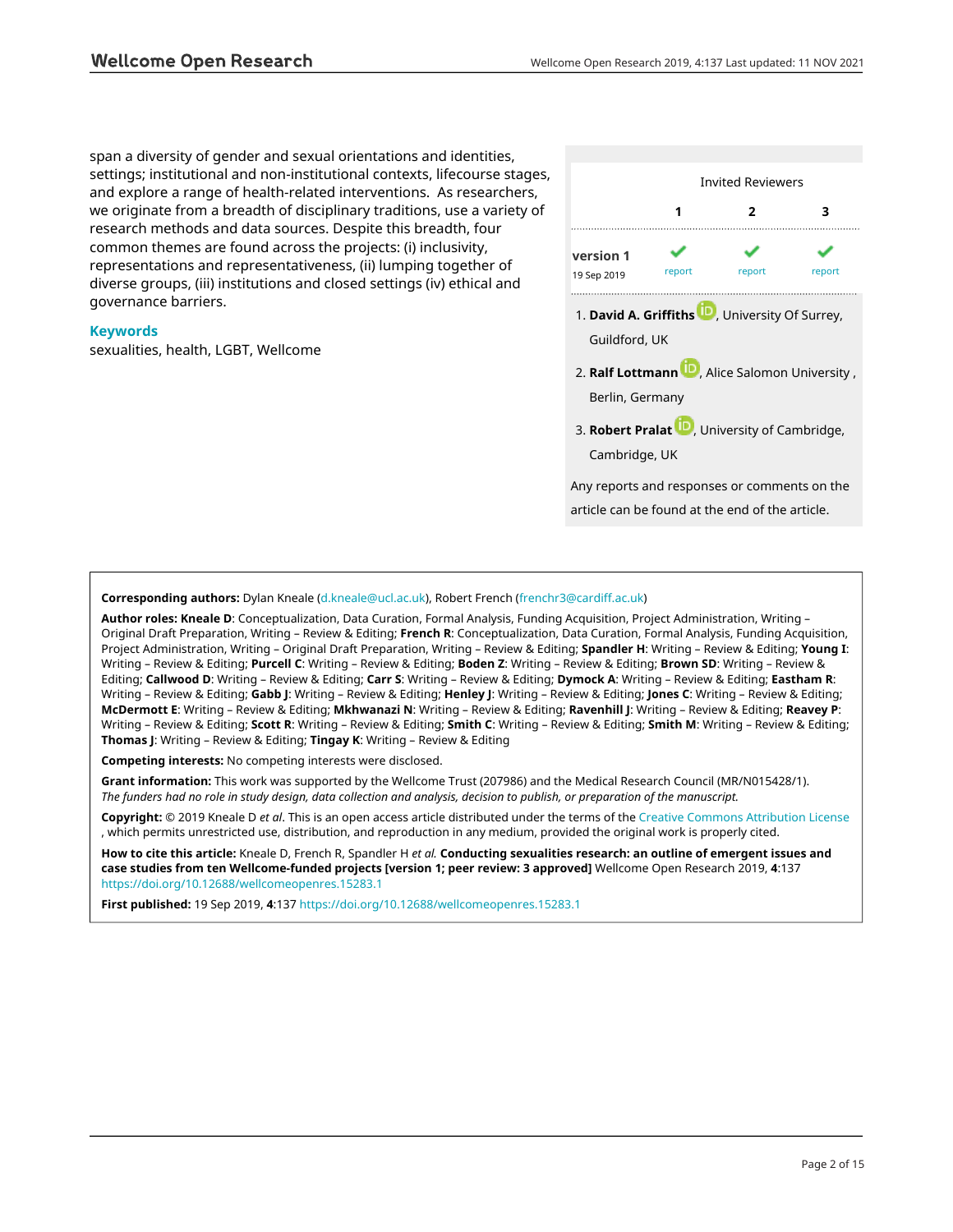span a diversity of gender and sexual orientations and identities, settings; institutional and non-institutional contexts, lifecourse stages, and explore a range of health-related interventions. As researchers, we originate from a breadth of disciplinary traditions, use a variety of research methods and data sources. Despite this breadth, four common themes are found across the projects: (i) inclusivity, representations and representativeness, (ii) lumping together of diverse groups, (iii) institutions and closed settings (iv) ethical and governance barriers.

### Keywords

sexualities, health, LGBT, Wellcome

| | Invited Reviewers | | |
|---|---|---|---|
| | 1 | 2 | 3 |
| **version 1** 19 Sep 2019 | ✓ report | ✓ report | ✓ report |

1. **David A. Griffiths**, University Of Surrey, Guildford, UK
2. **Ralf Lottmann**, Alice Salomon University , Berlin, Germany
3. **Robert Pralat**, University of Cambridge, Cambridge, UK

Any reports and responses or comments on the article can be found at the end of the article.

---

**Corresponding authors:** Dylan Kneale (d.kneale@ucl.ac.uk), Robert French (frenchr3@cardiff.ac.uk)

**Author roles: Kneale D**: Conceptualization, Data Curation, Formal Analysis, Funding Acquisition, Project Administration, Writing – Original Draft Preparation, Writing – Review & Editing; **French R**: Conceptualization, Data Curation, Formal Analysis, Funding Acquisition, Project Administration, Writing – Original Draft Preparation, Writing – Review & Editing; **Spandler H**: Writing – Review & Editing; **Young I**: Writing – Review & Editing; **Purcell C**: Writing – Review & Editing; **Boden Z**: Writing – Review & Editing; **Brown SD**: Writing – Review & Editing; **Callwood D**: Writing – Review & Editing; **Carr S**: Writing – Review & Editing; **Dymock A**: Writing – Review & Editing; **Eastham R**: Writing – Review & Editing; **Gabb J**: Writing – Review & Editing; **Henley J**: Writing – Review & Editing; **Jones C**: Writing – Review & Editing; **McDermott E**: Writing – Review & Editing; **Mkhwanazi N**: Writing – Review & Editing; **Ravenhill J**: Writing – Review & Editing; **Reavey P**: Writing – Review & Editing; **Scott R**: Writing – Review & Editing; **Smith C**: Writing – Review & Editing; **Smith M**: Writing – Review & Editing; **Thomas J**: Writing – Review & Editing; **Tingay K**: Writing – Review & Editing

**Competing interests:** No competing interests were disclosed.

**Grant information:** This work was supported by the Wellcome Trust (207986) and the Medical Research Council (MR/N015428/1).
*The funders had no role in study design, data collection and analysis, decision to publish, or preparation of the manuscript.*

**Copyright:** © 2019 Kneale D *et al*. This is an open access article distributed under the terms of the Creative Commons Attribution License , which permits unrestricted use, distribution, and reproduction in any medium, provided the original work is properly cited.

**How to cite this article:** Kneale D, French R, Spandler H *et al.* **Conducting sexualities research: an outline of emergent issues and case studies from ten Wellcome-funded projects [version 1; peer review: 3 approved]** Wellcome Open Research 2019, **4**:137 https://doi.org/10.12688/wellcomeopenres.15283.1

**First published:** 19 Sep 2019, **4**:137 https://doi.org/10.12688/wellcomeopenres.15283.1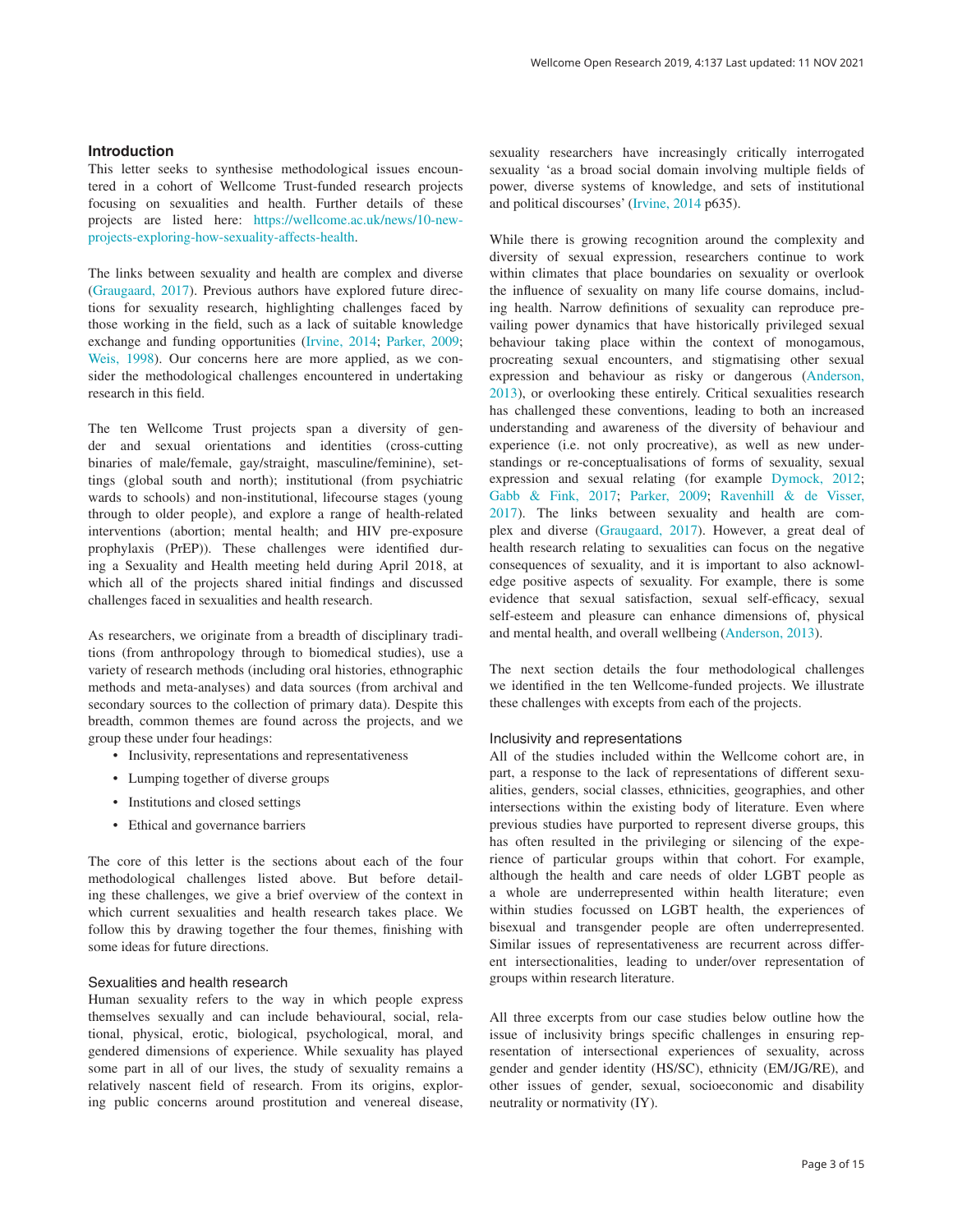## Introduction

This letter seeks to synthesise methodological issues encountered in a cohort of Wellcome Trust-funded research projects focusing on sexualities and health. Further details of these projects are listed here: https://wellcome.ac.uk/news/10-new-projects-exploring-how-sexuality-affects-health.

The links between sexuality and health are complex and diverse (Graugaard, 2017). Previous authors have explored future directions for sexuality research, highlighting challenges faced by those working in the field, such as a lack of suitable knowledge exchange and funding opportunities (Irvine, 2014; Parker, 2009; Weis, 1998). Our concerns here are more applied, as we consider the methodological challenges encountered in undertaking research in this field.

The ten Wellcome Trust projects span a diversity of gender and sexual orientations and identities (cross-cutting binaries of male/female, gay/straight, masculine/feminine), settings (global south and north); institutional (from psychiatric wards to schools) and non-institutional, lifecourse stages (young through to older people), and explore a range of health-related interventions (abortion; mental health; and HIV pre-exposure prophylaxis (PrEP)). These challenges were identified during a Sexuality and Health meeting held during April 2018, at which all of the projects shared initial findings and discussed challenges faced in sexualities and health research.

As researchers, we originate from a breadth of disciplinary traditions (from anthropology through to biomedical studies), use a variety of research methods (including oral histories, ethnographic methods and meta-analyses) and data sources (from archival and secondary sources to the collection of primary data). Despite this breadth, common themes are found across the projects, and we group these under four headings:

- Inclusivity, representations and representativeness
- Lumping together of diverse groups
- Institutions and closed settings
- Ethical and governance barriers

The core of this letter is the sections about each of the four methodological challenges listed above. But before detailing these challenges, we give a brief overview of the context in which current sexualities and health research takes place. We follow this by drawing together the four themes, finishing with some ideas for future directions.

### Sexualities and health research

Human sexuality refers to the way in which people express themselves sexually and can include behavioural, social, relational, physical, erotic, biological, psychological, moral, and gendered dimensions of experience. While sexuality has played some part in all of our lives, the study of sexuality remains a relatively nascent field of research. From its origins, exploring public concerns around prostitution and venereal disease, sexuality researchers have increasingly critically interrogated sexuality 'as a broad social domain involving multiple fields of power, diverse systems of knowledge, and sets of institutional and political discourses' (Irvine, 2014 p635).

While there is growing recognition around the complexity and diversity of sexual expression, researchers continue to work within climates that place boundaries on sexuality or overlook the influence of sexuality on many life course domains, including health. Narrow definitions of sexuality can reproduce prevailing power dynamics that have historically privileged sexual behaviour taking place within the context of monogamous, procreating sexual encounters, and stigmatising other sexual expression and behaviour as risky or dangerous (Anderson, 2013), or overlooking these entirely. Critical sexualities research has challenged these conventions, leading to both an increased understanding and awareness of the diversity of behaviour and experience (i.e. not only procreative), as well as new understandings or re-conceptualisations of forms of sexuality, sexual expression and sexual relating (for example Dymock, 2012; Gabb & Fink, 2017; Parker, 2009; Ravenhill & de Visser, 2017). The links between sexuality and health are complex and diverse (Graugaard, 2017). However, a great deal of health research relating to sexualities can focus on the negative consequences of sexuality, and it is important to also acknowledge positive aspects of sexuality. For example, there is some evidence that sexual satisfaction, sexual self-efficacy, sexual self-esteem and pleasure can enhance dimensions of, physical and mental health, and overall wellbeing (Anderson, 2013).

The next section details the four methodological challenges we identified in the ten Wellcome-funded projects. We illustrate these challenges with excepts from each of the projects.

### Inclusivity and representations

All of the studies included within the Wellcome cohort are, in part, a response to the lack of representations of different sexualities, genders, social classes, ethnicities, geographies, and other intersections within the existing body of literature. Even where previous studies have purported to represent diverse groups, this has often resulted in the privileging or silencing of the experience of particular groups within that cohort. For example, although the health and care needs of older LGBT people as a whole are underrepresented within health literature; even within studies focussed on LGBT health, the experiences of bisexual and transgender people are often underrepresented. Similar issues of representativeness are recurrent across different intersectionalities, leading to under/over representation of groups within research literature.

All three excerpts from our case studies below outline how the issue of inclusivity brings specific challenges in ensuring representation of intersectional experiences of sexuality, across gender and gender identity (HS/SC), ethnicity (EM/JG/RE), and other issues of gender, sexual, socioeconomic and disability neutrality or normativity (IY).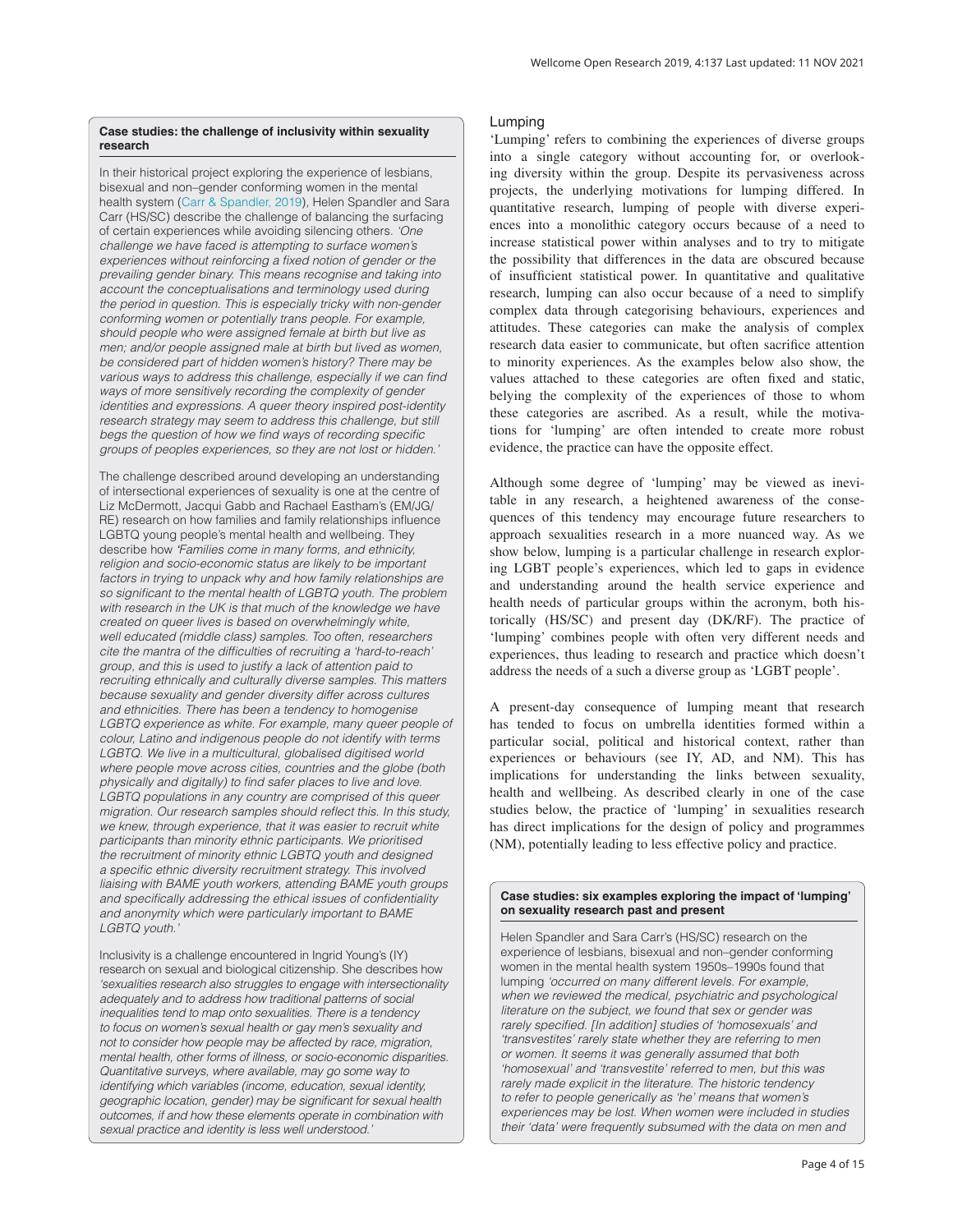### Case studies: the challenge of inclusivity within sexuality research

In their historical project exploring the experience of lesbians, bisexual and non–gender conforming women in the mental health system (Carr & Spandler, 2019), Helen Spandler and Sara Carr (HS/SC) describe the challenge of balancing the surfacing of certain experiences while avoiding silencing others. *'One challenge we have faced is attempting to surface women's experiences without reinforcing a fixed notion of gender or the prevailing gender binary. This means recognise and taking into account the conceptualisations and terminology used during the period in question. This is especially tricky with non-gender conforming women or potentially trans people. For example, should people who were assigned female at birth but live as men; and/or people assigned male at birth but lived as women, be considered part of hidden women's history? There may be various ways to address this challenge, especially if we can find ways of more sensitively recording the complexity of gender identities and expressions. A queer theory inspired post-identity research strategy may seem to address this challenge, but still begs the question of how we find ways of recording specific groups of peoples experiences, so they are not lost or hidden.'*

The challenge described around developing an understanding of intersectional experiences of sexuality is one at the centre of Liz McDermott, Jacqui Gabb and Rachael Eastham's (EM/JG/RE) research on how families and family relationships influence LGBTQ young people's mental health and wellbeing. They describe how *'Families come in many forms, and ethnicity, religion and socio-economic status are likely to be important factors in trying to unpack why and how family relationships are so significant to the mental health of LGBTQ youth. The problem with research in the UK is that much of the knowledge we have created on queer lives is based on overwhelmingly white, well educated (middle class) samples. Too often, researchers cite the mantra of the difficulties of recruiting a 'hard-to-reach' group, and this is used to justify a lack of attention paid to recruiting ethnically and culturally diverse samples. This matters because sexuality and gender diversity differ across cultures and ethnicities. There has been a tendency to homogenise LGBTQ experience as white. For example, many queer people of colour, Latino and indigenous people do not identify with terms LGBTQ. We live in a multicultural, globalised digitised world where people move across cities, countries and the globe (both physically and digitally) to find safer places to live and love. LGBTQ populations in any country are comprised of this queer migration. Our research samples should reflect this. In this study, we knew, through experience, that it was easier to recruit white participants than minority ethnic participants. We prioritised the recruitment of minority ethnic LGBTQ youth and designed a specific ethnic diversity recruitment strategy. This involved liaising with BAME youth workers, attending BAME youth groups and specifically addressing the ethical issues of confidentiality and anonymity which were particularly important to BAME LGBTQ youth.'*

Inclusivity is a challenge encountered in Ingrid Young's (IY) research on sexual and biological citizenship. She describes how *'sexualities research also struggles to engage with intersectionality adequately and to address how traditional patterns of social inequalities tend to map onto sexualities. There is a tendency to focus on women's sexual health or gay men's sexuality and not to consider how people may be affected by race, migration, mental health, other forms of illness, or socio-economic disparities. Quantitative surveys, where available, may go some way to identifying which variables (income, education, sexual identity, geographic location, gender) may be significant for sexual health outcomes, if and how these elements operate in combination with sexual practice and identity is less well understood.'*

## Lumping

'Lumping' refers to combining the experiences of diverse groups into a single category without accounting for, or overlooking diversity within the group. Despite its pervasiveness across projects, the underlying motivations for lumping differed. In quantitative research, lumping of people with diverse experiences into a monolithic category occurs because of a need to increase statistical power within analyses and to try to mitigate the possibility that differences in the data are obscured because of insufficient statistical power. In quantitative and qualitative research, lumping can also occur because of a need to simplify complex data through categorising behaviours, experiences and attitudes. These categories can make the analysis of complex research data easier to communicate, but often sacrifice attention to minority experiences. As the examples below also show, the values attached to these categories are often fixed and static, belying the complexity of the experiences of those to whom these categories are ascribed. As a result, while the motivations for 'lumping' are often intended to create more robust evidence, the practice can have the opposite effect.

Although some degree of 'lumping' may be viewed as inevitable in any research, a heightened awareness of the consequences of this tendency may encourage future researchers to approach sexualities research in a more nuanced way. As we show below, lumping is a particular challenge in research exploring LGBT people's experiences, which led to gaps in evidence and understanding around the health service experience and health needs of particular groups within the acronym, both historically (HS/SC) and present day (DK/RF). The practice of 'lumping' combines people with often very different needs and experiences, thus leading to research and practice which doesn't address the needs of a such a diverse group as 'LGBT people'.

A present-day consequence of lumping meant that research has tended to focus on umbrella identities formed within a particular social, political and historical context, rather than experiences or behaviours (see IY, AD, and NM). This has implications for understanding the links between sexuality, health and wellbeing. As described clearly in one of the case studies below, the practice of 'lumping' in sexualities research has direct implications for the design of policy and programmes (NM), potentially leading to less effective policy and practice.

### Case studies: six examples exploring the impact of 'lumping' on sexuality research past and present

Helen Spandler and Sara Carr's (HS/SC) research on the experience of lesbians, bisexual and non–gender conforming women in the mental health system 1950s–1990s found that lumping *'occurred on many different levels. For example, when we reviewed the medical, psychiatric and psychological literature on the subject, we found that sex or gender was rarely specified. [In addition] studies of 'homosexuals' and 'transvestites' rarely state whether they are referring to men or women. It seems it was generally assumed that both 'homosexual' and 'transvestite' referred to men, but this was rarely made explicit in the literature. The historic tendency to refer to people generically as 'he' means that women's experiences may be lost. When women were included in studies their 'data' were frequently subsumed with the data on men and*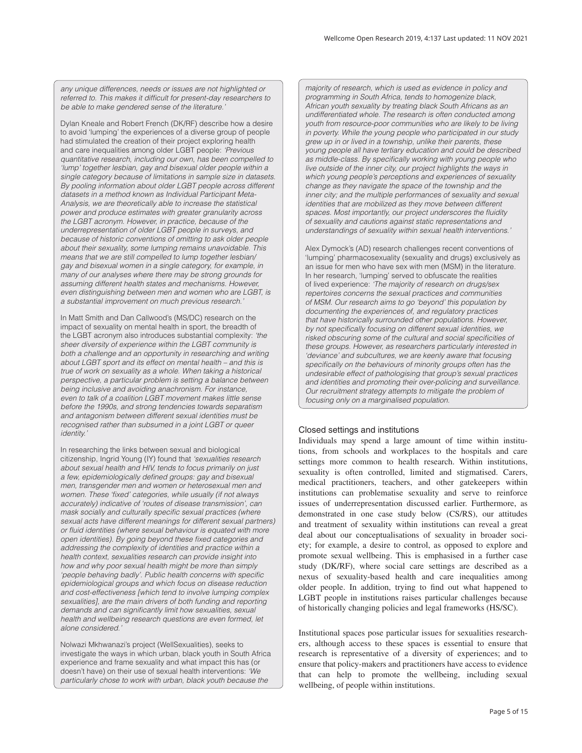*any unique differences, needs or issues are not highlighted or referred to. This makes it difficult for present-day researchers to be able to make gendered sense of the literature.'*

Dylan Kneale and Robert French (DK/RF) describe how a desire to avoid 'lumping' the experiences of a diverse group of people had stimulated the creation of their project exploring health and care inequalities among older LGBT people: *'Previous quantitative research, including our own, has been compelled to 'lump' together lesbian, gay and bisexual older people within a single category because of limitations in sample size in datasets. By pooling information about older LGBT people across different datasets in a method known as Individual Participant Meta-Analysis, we are theoretically able to increase the statistical power and produce estimates with greater granularity across the LGBT acronym. However, in practice, because of the underrepresentation of older LGBT people in surveys, and because of historic conventions of omitting to ask older people about their sexuality, some lumping remains unavoidable. This means that we are still compelled to lump together lesbian/gay and bisexual women in a single category, for example, in many of our analyses where there may be strong grounds for assuming different health states and mechanisms. However, even distinguishing between men and women who are LGBT, is a substantial improvement on much previous research.'*

In Matt Smith and Dan Callwood's (MS/DC) research on the impact of sexuality on mental health in sport, the breadth of the LGBT acronym also introduces substantial complexity: *'the sheer diversity of experience within the LGBT community is both a challenge and an opportunity in researching and writing about LGBT sport and its effect on mental health – and this is true of work on sexuality as a whole. When taking a historical perspective, a particular problem is setting a balance between being inclusive and avoiding anachronism. For instance, even to talk of a coalition LGBT movement makes little sense before the 1990s, and strong tendencies towards separatism and antagonism between different sexual identities must be recognised rather than subsumed in a joint LGBT or queer identity.'*

In researching the links between sexual and biological citizenship, Ingrid Young (IY) found that *'sexualities research about sexual health and HIV, tends to focus primarily on just a few, epidemiologically defined groups: gay and bisexual men, transgender men and women or heterosexual men and women. These 'fixed' categories, while usually (if not always accurately) indicative of 'routes of disease transmission', can mask socially and culturally specific sexual practices (where sexual acts have different meanings for different sexual partners) or fluid identities (where sexual behaviour is equated with more open identities). By going beyond these fixed categories and addressing the complexity of identities and practice within a health context, sexualities research can provide insight into how and why poor sexual health might be more than simply 'people behaving badly'. Public health concerns with specific epidemiological groups and which focus on disease reduction and cost-effectiveness [which tend to involve lumping complex sexualities], are the main drivers of both funding and reporting demands and can significantly limit how sexualities, sexual health and wellbeing research questions are even formed, let alone considered.'*

Nolwazi Mkhwanazi's project (WellSexualities), seeks to investigate the ways in which urban, black youth in South Africa experience and frame sexuality and what impact this has (or doesn't have) on their use of sexual health interventions: *'We particularly chose to work with urban, black youth because the majority of research, which is used as evidence in policy and programming in South Africa, tends to homogenize black, African youth sexuality by treating black South Africans as an undifferentiated whole. The research is often conducted among youth from resource-poor communities who are likely to be living in poverty. While the young people who participated in our study grew up in or lived in a township, unlike their parents, these young people all have tertiary education and could be described as middle-class. By specifically working with young people who live outside of the inner city, our project highlights the ways in which young people's perceptions and experiences of sexuality change as they navigate the space of the township and the inner city; and the multiple performances of sexuality and sexual identities that are mobilized as they move between different spaces. Most importantly, our project underscores the fluidity of sexuality and cautions against static representations and understandings of sexuality within sexual health interventions.'*

Alex Dymock's (AD) research challenges recent conventions of 'lumping' pharmacosexuality (sexuality and drugs) exclusively as an issue for men who have sex with men (MSM) in the literature. In her research, 'lumping' served to obfuscate the realities of lived experience: *'The majority of research on drugs/sex repertoires concerns the sexual practices and communities of MSM. Our research aims to go 'beyond' this population by documenting the experiences of, and regulatory practices that have historically surrounded other populations. However, by not specifically focusing on different sexual identities, we risked obscuring some of the cultural and social specificities of these groups. However, as researchers particularly interested in 'deviance' and subcultures, we are keenly aware that focusing specifically on the behaviours of minority groups often has the undesirable effect of pathologising that group's sexual practices and identities and promoting their over-policing and surveillance. Our recruitment strategy attempts to mitigate the problem of focusing only on a marginalised population.*

## Closed settings and institutions

Individuals may spend a large amount of time within institutions, from schools and workplaces to the hospitals and care settings more common to health research. Within institutions, sexuality is often controlled, limited and stigmatised. Carers, medical practitioners, teachers, and other gatekeepers within institutions can problematise sexuality and serve to reinforce issues of underrepresentation discussed earlier. Furthermore, as demonstrated in one case study below (CS/RS), our attitudes and treatment of sexuality within institutions can reveal a great deal about our conceptualisations of sexuality in broader society; for example, a desire to control, as opposed to explore and promote sexual wellbeing. This is emphasised in a further case study (DK/RF), where social care settings are described as a nexus of sexuality-based health and care inequalities among older people. In addition, trying to find out what happened to LGBT people in institutions raises particular challenges because of historically changing policies and legal frameworks (HS/SC).

Institutional spaces pose particular issues for sexualities researchers, although access to these spaces is essential to ensure that research is representative of a diversity of experiences; and to ensure that policy-makers and practitioners have access to evidence that can help to promote the wellbeing, including sexual wellbeing, of people within institutions.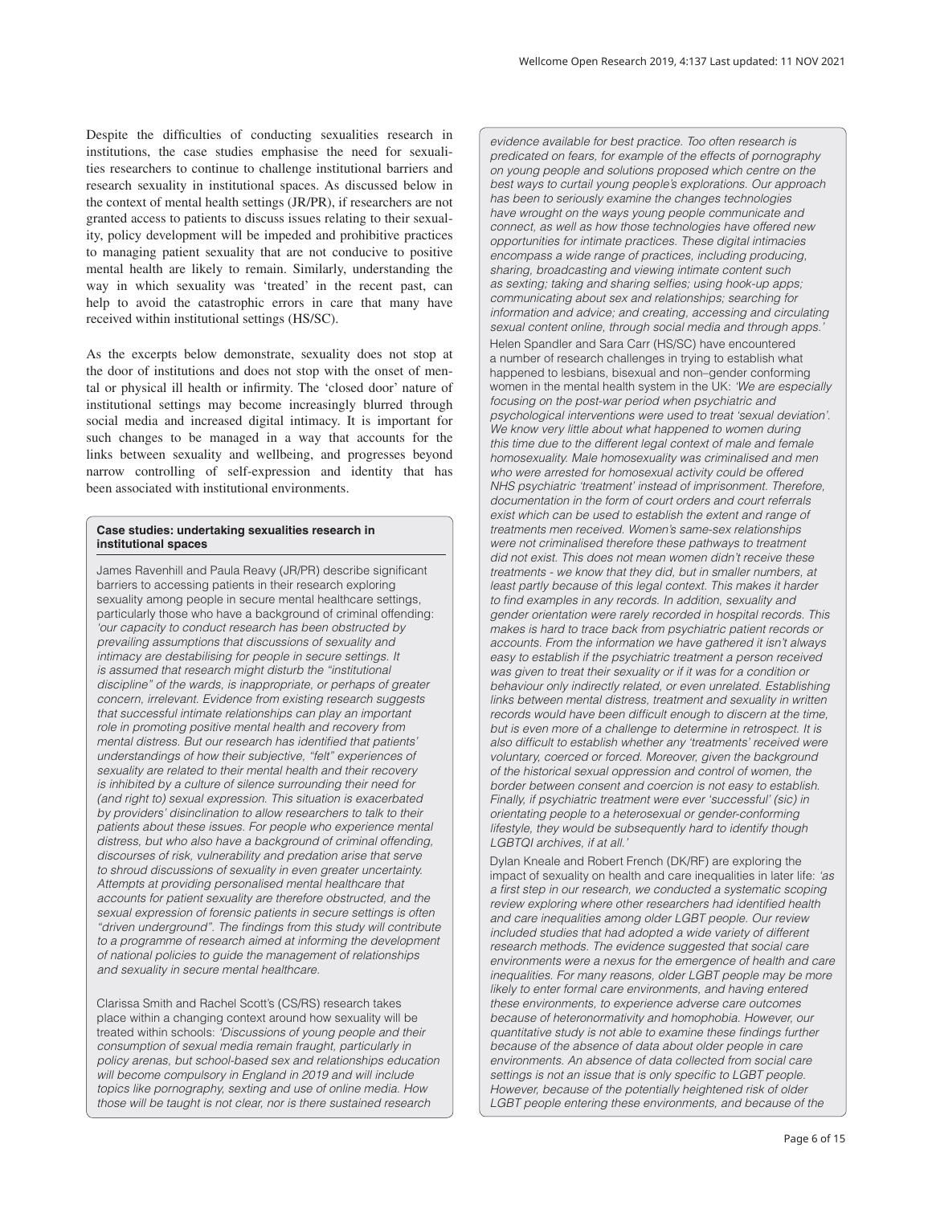Despite the difficulties of conducting sexualities research in institutions, the case studies emphasise the need for sexualities researchers to continue to challenge institutional barriers and research sexuality in institutional spaces. As discussed below in the context of mental health settings (JR/PR), if researchers are not granted access to patients to discuss issues relating to their sexuality, policy development will be impeded and prohibitive practices to managing patient sexuality that are not conducive to positive mental health are likely to remain. Similarly, understanding the way in which sexuality was 'treated' in the recent past, can help to avoid the catastrophic errors in care that many have received within institutional settings (HS/SC).

As the excerpts below demonstrate, sexuality does not stop at the door of institutions and does not stop with the onset of mental or physical ill health or infirmity. The 'closed door' nature of institutional settings may become increasingly blurred through social media and increased digital intimacy. It is important for such changes to be managed in a way that accounts for the links between sexuality and wellbeing, and progresses beyond narrow controlling of self-expression and identity that has been associated with institutional environments.

**Case studies: undertaking sexualities research in institutional spaces**

James Ravenhill and Paula Reavy (JR/PR) describe significant barriers to accessing patients in their research exploring sexuality among people in secure mental healthcare settings, particularly those who have a background of criminal offending: *'our capacity to conduct research has been obstructed by prevailing assumptions that discussions of sexuality and intimacy are destabilising for people in secure settings. It is assumed that research might disturb the "institutional discipline" of the wards, is inappropriate, or perhaps of greater concern, irrelevant. Evidence from existing research suggests that successful intimate relationships can play an important role in promoting positive mental health and recovery from mental distress. But our research has identified that patients' understandings of how their subjective, "felt" experiences of sexuality are related to their mental health and their recovery is inhibited by a culture of silence surrounding their need for (and right to) sexual expression. This situation is exacerbated by providers' disinclination to allow researchers to talk to their patients about these issues. For people who experience mental distress, but who also have a background of criminal offending, discourses of risk, vulnerability and predation arise that serve to shroud discussions of sexuality in even greater uncertainty. Attempts at providing personalised mental healthcare that accounts for patient sexuality are therefore obstructed, and the sexual expression of forensic patients in secure settings is often "driven underground". The findings from this study will contribute to a programme of research aimed at informing the development of national policies to guide the management of relationships and sexuality in secure mental healthcare.*

Clarissa Smith and Rachel Scott's (CS/RS) research takes place within a changing context around how sexuality will be treated within schools: *'Discussions of young people and their consumption of sexual media remain fraught, particularly in policy arenas, but school-based sex and relationships education will become compulsory in England in 2019 and will include topics like pornography, sexting and use of online media. How those will be taught is not clear, nor is there sustained research evidence available for best practice. Too often research is predicated on fears, for example of the effects of pornography on young people and solutions proposed which centre on the best ways to curtail young people's explorations. Our approach has been to seriously examine the changes technologies have wrought on the ways young people communicate and connect, as well as how those technologies have offered new opportunities for intimate practices. These digital intimacies encompass a wide range of practices, including producing, sharing, broadcasting and viewing intimate content such as sexting; taking and sharing selfies; using hook-up apps; communicating about sex and relationships; searching for information and advice; and creating, accessing and circulating sexual content online, through social media and through apps.'*

Helen Spandler and Sara Carr (HS/SC) have encountered a number of research challenges in trying to establish what happened to lesbians, bisexual and non–gender conforming women in the mental health system in the UK: *'We are especially focusing on the post-war period when psychiatric and psychological interventions were used to treat 'sexual deviation'. We know very little about what happened to women during this time due to the different legal context of male and female homosexuality. Male homosexuality was criminalised and men who were arrested for homosexual activity could be offered NHS psychiatric 'treatment' instead of imprisonment. Therefore, documentation in the form of court orders and court referrals exist which can be used to establish the extent and range of treatments men received. Women's same-sex relationships were not criminalised therefore these pathways to treatment did not exist. This does not mean women didn't receive these treatments - we know that they did, but in smaller numbers, at least partly because of this legal context. This makes it harder to find examples in any records. In addition, sexuality and gender orientation were rarely recorded in hospital records. This makes is hard to trace back from psychiatric patient records or accounts. From the information we have gathered it isn't always easy to establish if the psychiatric treatment a person received was given to treat their sexuality or if it was for a condition or behaviour only indirectly related, or even unrelated. Establishing links between mental distress, treatment and sexuality in written records would have been difficult enough to discern at the time, but is even more of a challenge to determine in retrospect. It is also difficult to establish whether any 'treatments' received were voluntary, coerced or forced. Moreover, given the background of the historical sexual oppression and control of women, the border between consent and coercion is not easy to establish. Finally, if psychiatric treatment were ever 'successful' (sic) in orientating people to a heterosexual or gender-conforming lifestyle, they would be subsequently hard to identify though LGBTQI archives, if at all.'*

Dylan Kneale and Robert French (DK/RF) are exploring the impact of sexuality on health and care inequalities in later life: *'as a first step in our research, we conducted a systematic scoping review exploring where other researchers had identified health and care inequalities among older LGBT people. Our review included studies that had adopted a wide variety of different research methods. The evidence suggested that social care environments were a nexus for the emergence of health and care inequalities. For many reasons, older LGBT people may be more likely to enter formal care environments, and having entered these environments, to experience adverse care outcomes because of heteronormativity and homophobia. However, our quantitative study is not able to examine these findings further because of the absence of data about older people in care environments. An absence of data collected from social care settings is not an issue that is only specific to LGBT people. However, because of the potentially heightened risk of older LGBT people entering these environments, and because of the*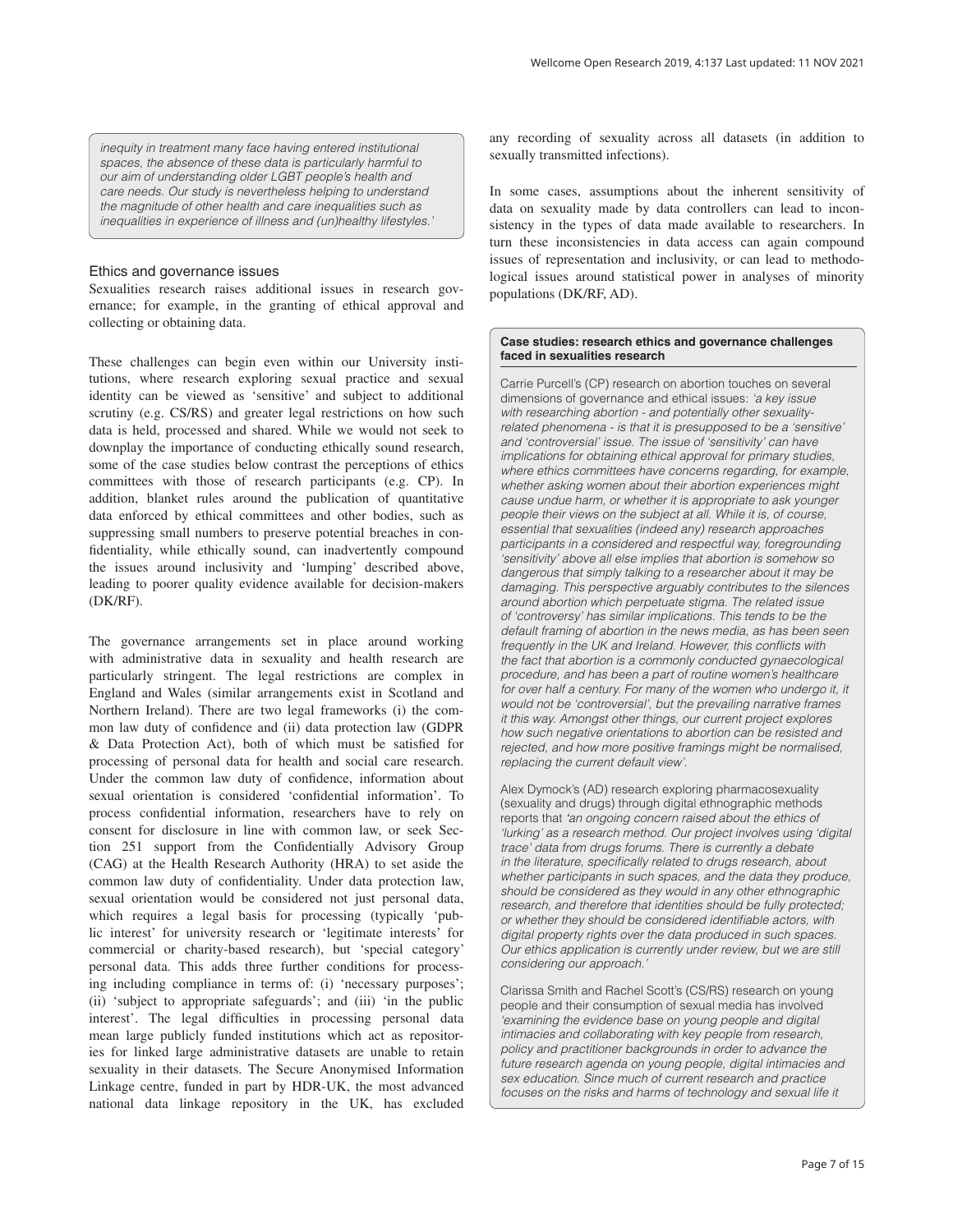*inequity in treatment many face having entered institutional spaces, the absence of these data is particularly harmful to our aim of understanding older LGBT people's health and care needs. Our study is nevertheless helping to understand the magnitude of other health and care inequalities such as inequalities in experience of illness and (un)healthy lifestyles.'*

### Ethics and governance issues

Sexualities research raises additional issues in research governance; for example, in the granting of ethical approval and collecting or obtaining data.

These challenges can begin even within our University institutions, where research exploring sexual practice and sexual identity can be viewed as 'sensitive' and subject to additional scrutiny (e.g. CS/RS) and greater legal restrictions on how such data is held, processed and shared. While we would not seek to downplay the importance of conducting ethically sound research, some of the case studies below contrast the perceptions of ethics committees with those of research participants (e.g. CP). In addition, blanket rules around the publication of quantitative data enforced by ethical committees and other bodies, such as suppressing small numbers to preserve potential breaches in confidentiality, while ethically sound, can inadvertently compound the issues around inclusivity and 'lumping' described above, leading to poorer quality evidence available for decision-makers (DK/RF).

The governance arrangements set in place around working with administrative data in sexuality and health research are particularly stringent. The legal restrictions are complex in England and Wales (similar arrangements exist in Scotland and Northern Ireland). There are two legal frameworks (i) the common law duty of confidence and (ii) data protection law (GDPR & Data Protection Act), both of which must be satisfied for processing of personal data for health and social care research. Under the common law duty of confidence, information about sexual orientation is considered 'confidential information'. To process confidential information, researchers have to rely on consent for disclosure in line with common law, or seek Section 251 support from the Confidentially Advisory Group (CAG) at the Health Research Authority (HRA) to set aside the common law duty of confidentiality. Under data protection law, sexual orientation would be considered not just personal data, which requires a legal basis for processing (typically 'public interest' for university research or 'legitimate interests' for commercial or charity-based research), but 'special category' personal data. This adds three further conditions for processing including compliance in terms of: (i) 'necessary purposes'; (ii) 'subject to appropriate safeguards'; and (iii) 'in the public interest'. The legal difficulties in processing personal data mean large publicly funded institutions which act as repositories for linked large administrative datasets are unable to retain sexuality in their datasets. The Secure Anonymised Information Linkage centre, funded in part by HDR-UK, the most advanced national data linkage repository in the UK, has excluded any recording of sexuality across all datasets (in addition to sexually transmitted infections).

In some cases, assumptions about the inherent sensitivity of data on sexuality made by data controllers can lead to inconsistency in the types of data made available to researchers. In turn these inconsistencies in data access can again compound issues of representation and inclusivity, or can lead to methodological issues around statistical power in analyses of minority populations (DK/RF, AD).

**Case studies: research ethics and governance challenges faced in sexualities research**

Carrie Purcell's (CP) research on abortion touches on several dimensions of governance and ethical issues: *'a key issue with researching abortion - and potentially other sexuality-related phenomena - is that it is presupposed to be a 'sensitive' and 'controversial' issue. The issue of 'sensitivity' can have implications for obtaining ethical approval for primary studies, where ethics committees have concerns regarding, for example, whether asking women about their abortion experiences might cause undue harm, or whether it is appropriate to ask younger people their views on the subject at all. While it is, of course, essential that sexualities (indeed any) research approaches participants in a considered and respectful way, foregrounding 'sensitivity' above all else implies that abortion is somehow so dangerous that simply talking to a researcher about it may be damaging. This perspective arguably contributes to the silences around abortion which perpetuate stigma. The related issue of 'controversy' has similar implications. This tends to be the default framing of abortion in the news media, as has been seen frequently in the UK and Ireland. However, this conflicts with the fact that abortion is a commonly conducted gynaecological procedure, and has been a part of routine women's healthcare for over half a century. For many of the women who undergo it, it would not be 'controversial', but the prevailing narrative frames it this way. Amongst other things, our current project explores how such negative orientations to abortion can be resisted and rejected, and how more positive framings might be normalised, replacing the current default view'.*

Alex Dymock's (AD) research exploring pharmacosexuality (sexuality and drugs) through digital ethnographic methods reports that *'an ongoing concern raised about the ethics of 'lurking' as a research method. Our project involves using 'digital trace' data from drugs forums. There is currently a debate in the literature, specifically related to drugs research, about whether participants in such spaces, and the data they produce, should be considered as they would in any other ethnographic research, and therefore that identities should be fully protected; or whether they should be considered identifiable actors, with digital property rights over the data produced in such spaces. Our ethics application is currently under review, but we are still considering our approach.'*

Clarissa Smith and Rachel Scott's (CS/RS) research on young people and their consumption of sexual media has involved *'examining the evidence base on young people and digital intimacies and collaborating with key people from research, policy and practitioner backgrounds in order to advance the future research agenda on young people, digital intimacies and sex education. Since much of current research and practice focuses on the risks and harms of technology and sexual life it*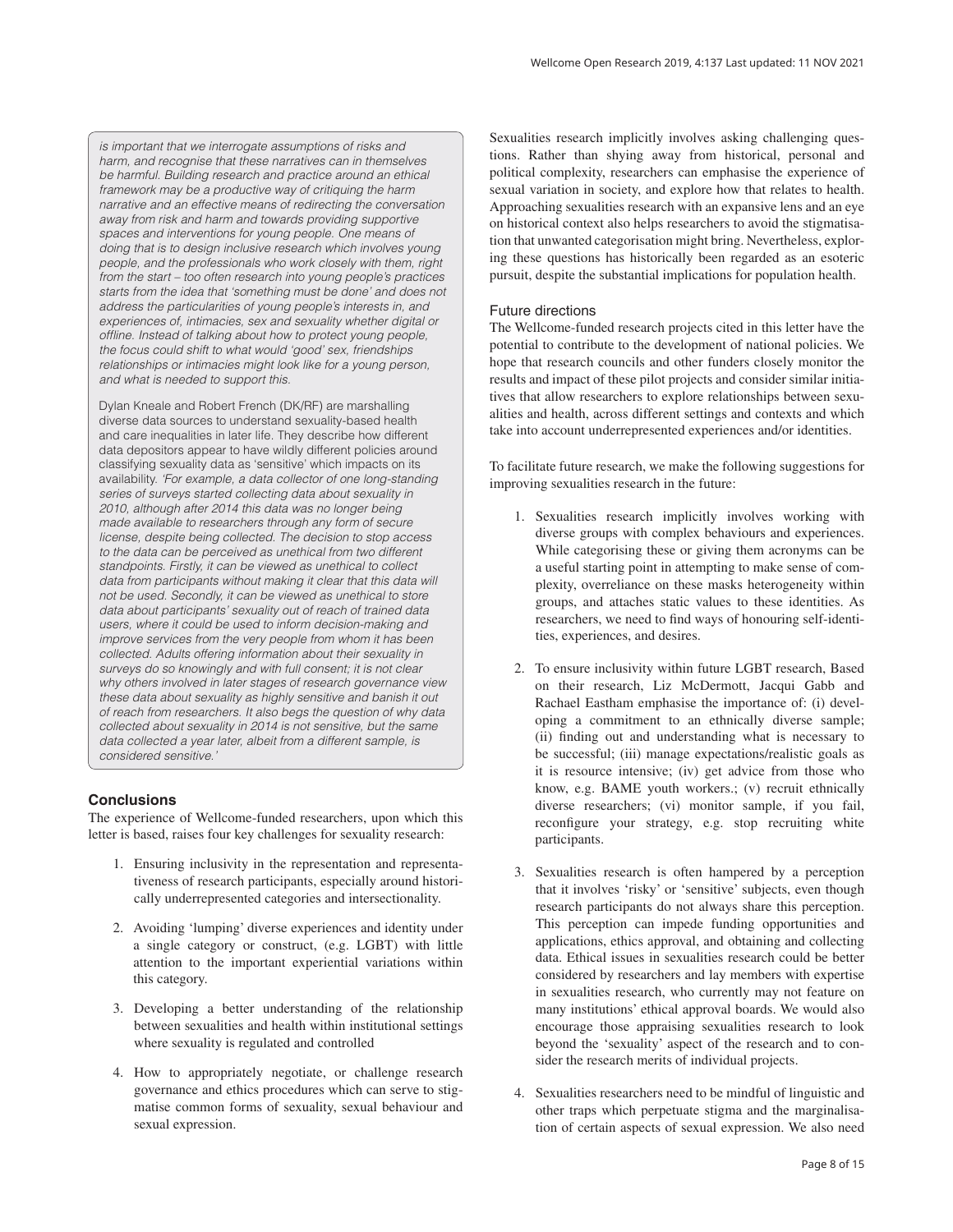*is important that we interrogate assumptions of risks and harm, and recognise that these narratives can in themselves be harmful. Building research and practice around an ethical framework may be a productive way of critiquing the harm narrative and an effective means of redirecting the conversation away from risk and harm and towards providing supportive spaces and interventions for young people. One means of doing that is to design inclusive research which involves young people, and the professionals who work closely with them, right from the start – too often research into young people's practices starts from the idea that 'something must be done' and does not address the particularities of young people's interests in, and experiences of, intimacies, sex and sexuality whether digital or offline. Instead of talking about how to protect young people, the focus could shift to what would 'good' sex, friendships relationships or intimacies might look like for a young person, and what is needed to support this.*

Dylan Kneale and Robert French (DK/RF) are marshalling diverse data sources to understand sexuality-based health and care inequalities in later life. They describe how different data depositors appear to have wildly different policies around classifying sexuality data as 'sensitive' which impacts on its availability. *'For example, a data collector of one long-standing series of surveys started collecting data about sexuality in 2010, although after 2014 this data was no longer being made available to researchers through any form of secure license, despite being collected. The decision to stop access to the data can be perceived as unethical from two different standpoints. Firstly, it can be viewed as unethical to collect data from participants without making it clear that this data will not be used. Secondly, it can be viewed as unethical to store data about participants' sexuality out of reach of trained data users, where it could be used to inform decision-making and improve services from the very people from whom it has been collected. Adults offering information about their sexuality in surveys do so knowingly and with full consent; it is not clear why others involved in later stages of research governance view these data about sexuality as highly sensitive and banish it out of reach from researchers. It also begs the question of why data collected about sexuality in 2014 is not sensitive, but the same data collected a year later, albeit from a different sample, is considered sensitive.'*

## Conclusions

The experience of Wellcome-funded researchers, upon which this letter is based, raises four key challenges for sexuality research:

1. Ensuring inclusivity in the representation and representativeness of research participants, especially around historically underrepresented categories and intersectionality.
2. Avoiding 'lumping' diverse experiences and identity under a single category or construct, (e.g. LGBT) with little attention to the important experiential variations within this category.
3. Developing a better understanding of the relationship between sexualities and health within institutional settings where sexuality is regulated and controlled
4. How to appropriately negotiate, or challenge research governance and ethics procedures which can serve to stigmatise common forms of sexuality, sexual behaviour and sexual expression.

Sexualities research implicitly involves asking challenging questions. Rather than shying away from historical, personal and political complexity, researchers can emphasise the experience of sexual variation in society, and explore how that relates to health. Approaching sexualities research with an expansive lens and an eye on historical context also helps researchers to avoid the stigmatisation that unwanted categorisation might bring. Nevertheless, exploring these questions has historically been regarded as an esoteric pursuit, despite the substantial implications for population health.

### Future directions

The Wellcome-funded research projects cited in this letter have the potential to contribute to the development of national policies. We hope that research councils and other funders closely monitor the results and impact of these pilot projects and consider similar initiatives that allow researchers to explore relationships between sexualities and health, across different settings and contexts and which take into account underrepresented experiences and/or identities.

To facilitate future research, we make the following suggestions for improving sexualities research in the future:

1. Sexualities research implicitly involves working with diverse groups with complex behaviours and experiences. While categorising these or giving them acronyms can be a useful starting point in attempting to make sense of complexity, overreliance on these masks heterogeneity within groups, and attaches static values to these identities. As researchers, we need to find ways of honouring self-identities, experiences, and desires.
2. To ensure inclusivity within future LGBT research, Based on their research, Liz McDermott, Jacqui Gabb and Rachael Eastham emphasise the importance of: (i) developing a commitment to an ethnically diverse sample; (ii) finding out and understanding what is necessary to be successful; (iii) manage expectations/realistic goals as it is resource intensive; (iv) get advice from those who know, e.g. BAME youth workers.; (v) recruit ethnically diverse researchers; (vi) monitor sample, if you fail, reconfigure your strategy, e.g. stop recruiting white participants.
3. Sexualities research is often hampered by a perception that it involves 'risky' or 'sensitive' subjects, even though research participants do not always share this perception. This perception can impede funding opportunities and applications, ethics approval, and obtaining and collecting data. Ethical issues in sexualities research could be better considered by researchers and lay members with expertise in sexualities research, who currently may not feature on many institutions' ethical approval boards. We would also encourage those appraising sexualities research to look beyond the 'sexuality' aspect of the research and to consider the research merits of individual projects.
4. Sexualities researchers need to be mindful of linguistic and other traps which perpetuate stigma and the marginalisation of certain aspects of sexual expression. We also need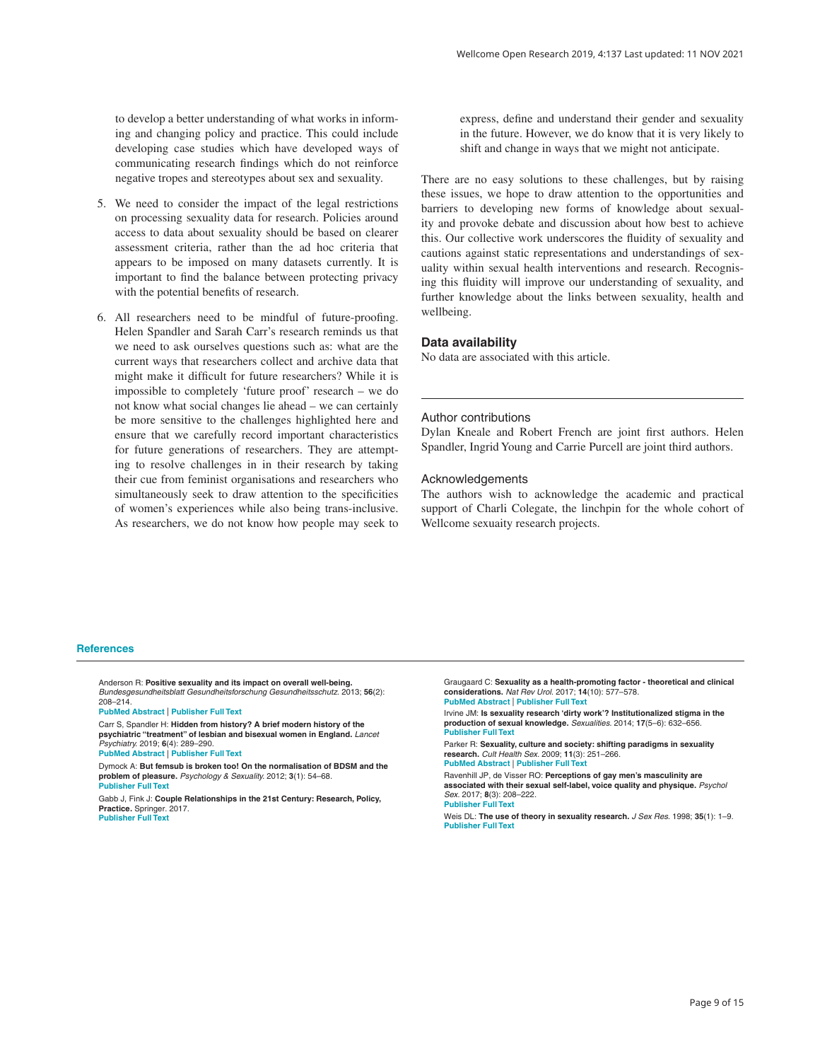to develop a better understanding of what works in informing and changing policy and practice. This could include developing case studies which have developed ways of communicating research findings which do not reinforce negative tropes and stereotypes about sex and sexuality.

5. We need to consider the impact of the legal restrictions on processing sexuality data for research. Policies around access to data about sexuality should be based on clearer assessment criteria, rather than the ad hoc criteria that appears to be imposed on many datasets currently. It is important to find the balance between protecting privacy with the potential benefits of research.

6. All researchers need to be mindful of future-proofing. Helen Spandler and Sarah Carr's research reminds us that we need to ask ourselves questions such as: what are the current ways that researchers collect and archive data that might make it difficult for future researchers? While it is impossible to completely 'future proof' research – we do not know what social changes lie ahead – we can certainly be more sensitive to the challenges highlighted here and ensure that we carefully record important characteristics for future generations of researchers. They are attempting to resolve challenges in in their research by taking their cue from feminist organisations and researchers who simultaneously seek to draw attention to the specificities of women's experiences while also being trans-inclusive. As researchers, we do not know how people may seek to express, define and understand their gender and sexuality in the future. However, we do know that it is very likely to shift and change in ways that we might not anticipate.

There are no easy solutions to these challenges, but by raising these issues, we hope to draw attention to the opportunities and barriers to developing new forms of knowledge about sexuality and provoke debate and discussion about how best to achieve this. Our collective work underscores the fluidity of sexuality and cautions against static representations and understandings of sexuality within sexual health interventions and research. Recognising this fluidity will improve our understanding of sexuality, and further knowledge about the links between sexuality, health and wellbeing.

## Data availability

No data are associated with this article.

### Author contributions

Dylan Kneale and Robert French are joint first authors. Helen Spandler, Ingrid Young and Carrie Purcell are joint third authors.

### Acknowledgements

The authors wish to acknowledge the academic and practical support of Charli Colegate, the linchpin for the whole cohort of Wellcome sexuaity research projects.

## References

Anderson R: **Positive sexuality and its impact on overall well-being.** *Bundesgesundheitsblatt Gesundheitsforschung Gesundheitsschutz.* 2013; **56**(2): 208–214.
PubMed Abstract | Publisher Full Text

Carr S, Spandler H: **Hidden from history? A brief modern history of the psychiatric "treatment" of lesbian and bisexual women in England.** *Lancet Psychiatry.* 2019; **6**(4): 289–290.
PubMed Abstract | Publisher Full Text

Dymock A: **But femsub is broken too! On the normalisation of BDSM and the problem of pleasure.** *Psychology & Sexuality.* 2012; **3**(1): 54–68.
Publisher Full Text

Gabb J, Fink J: **Couple Relationships in the 21st Century: Research, Policy, Practice.** Springer. 2017.
Publisher Full Text

Graugaard C: **Sexuality as a health-promoting factor - theoretical and clinical considerations.** *Nat Rev Urol.* 2017; **14**(10): 577–578.
PubMed Abstract | Publisher Full Text

Irvine JM: **Is sexuality research 'dirty work'? Institutionalized stigma in the production of sexual knowledge.** *Sexualities.* 2014; **17**(5–6): 632–656.
Publisher Full Text

Parker R: **Sexuality, culture and society: shifting paradigms in sexuality research.** *Cult Health Sex.* 2009; **11**(3): 251–266.
PubMed Abstract | Publisher Full Text

Ravenhill JP, de Visser RO: **Perceptions of gay men's masculinity are associated with their sexual self-label, voice quality and physique.** *Psychol Sex.* 2017; **8**(3): 208–222.
Publisher Full Text

Weis DL: **The use of theory in sexuality research.** *J Sex Res.* 1998; **35**(1): 1–9.
Publisher Full Text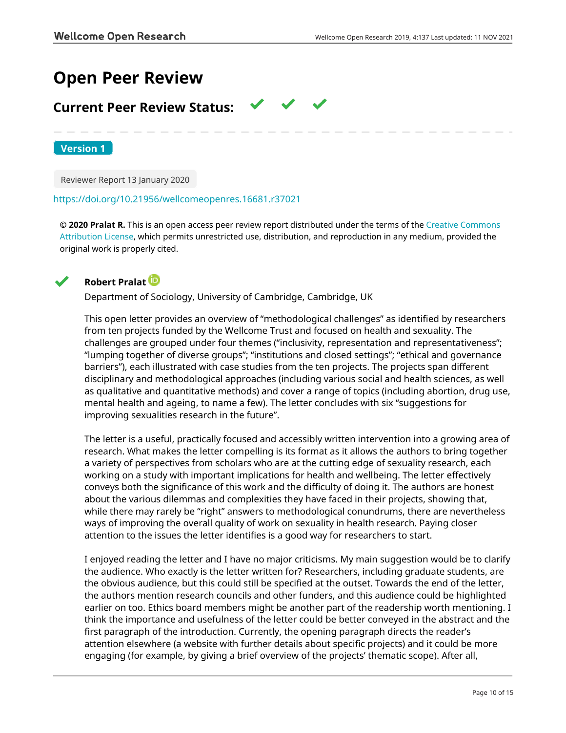# Open Peer Review

## Current Peer Review Status: ✔ ✔ ✔

**Version 1**

Reviewer Report 13 January 2020

https://doi.org/10.21956/wellcomeopenres.16681.r37021

**© 2020 Pralat R.** This is an open access peer review report distributed under the terms of the Creative Commons Attribution License, which permits unrestricted use, distribution, and reproduction in any medium, provided the original work is properly cited.

✔ **Robert Pralat**

Department of Sociology, University of Cambridge, Cambridge, UK

This open letter provides an overview of "methodological challenges" as identified by researchers from ten projects funded by the Wellcome Trust and focused on health and sexuality. The challenges are grouped under four themes ("inclusivity, representation and representativeness"; "lumping together of diverse groups"; "institutions and closed settings"; "ethical and governance barriers"), each illustrated with case studies from the ten projects. The projects span different disciplinary and methodological approaches (including various social and health sciences, as well as qualitative and quantitative methods) and cover a range of topics (including abortion, drug use, mental health and ageing, to name a few). The letter concludes with six "suggestions for improving sexualities research in the future".

The letter is a useful, practically focused and accessibly written intervention into a growing area of research. What makes the letter compelling is its format as it allows the authors to bring together a variety of perspectives from scholars who are at the cutting edge of sexuality research, each working on a study with important implications for health and wellbeing. The letter effectively conveys both the significance of this work and the difficulty of doing it. The authors are honest about the various dilemmas and complexities they have faced in their projects, showing that, while there may rarely be "right" answers to methodological conundrums, there are nevertheless ways of improving the overall quality of work on sexuality in health research. Paying closer attention to the issues the letter identifies is a good way for researchers to start.

I enjoyed reading the letter and I have no major criticisms. My main suggestion would be to clarify the audience. Who exactly is the letter written for? Researchers, including graduate students, are the obvious audience, but this could still be specified at the outset. Towards the end of the letter, the authors mention research councils and other funders, and this audience could be highlighted earlier on too. Ethics board members might be another part of the readership worth mentioning. I think the importance and usefulness of the letter could be better conveyed in the abstract and the first paragraph of the introduction. Currently, the opening paragraph directs the reader's attention elsewhere (a website with further details about specific projects) and it could be more engaging (for example, by giving a brief overview of the projects' thematic scope). After all,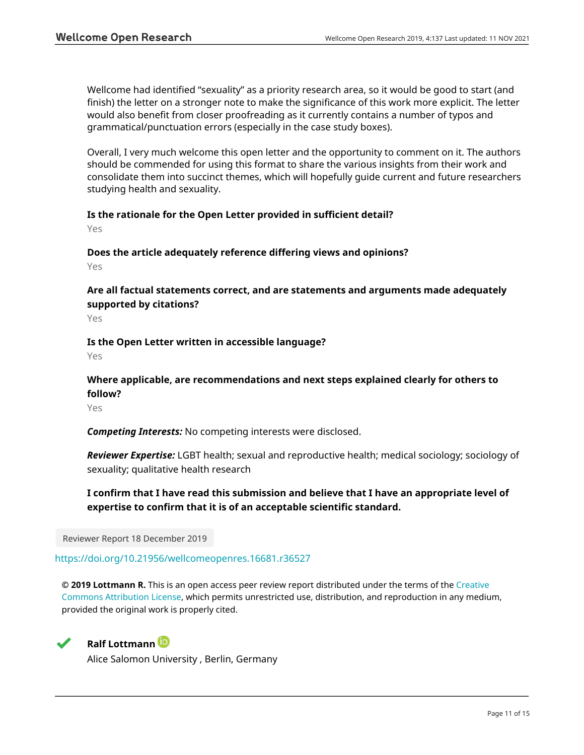Wellcome had identified "sexuality" as a priority research area, so it would be good to start (and finish) the letter on a stronger note to make the significance of this work more explicit. The letter would also benefit from closer proofreading as it currently contains a number of typos and grammatical/punctuation errors (especially in the case study boxes).

Overall, I very much welcome this open letter and the opportunity to comment on it. The authors should be commended for using this format to share the various insights from their work and consolidate them into succinct themes, which will hopefully guide current and future researchers studying health and sexuality.

**Is the rationale for the Open Letter provided in sufficient detail?**

Yes

**Does the article adequately reference differing views and opinions?**

Yes

**Are all factual statements correct, and are statements and arguments made adequately supported by citations?**

Yes

**Is the Open Letter written in accessible language?**

Yes

**Where applicable, are recommendations and next steps explained clearly for others to follow?**

Yes

***Competing Interests:*** No competing interests were disclosed.

***Reviewer Expertise:*** LGBT health; sexual and reproductive health; medical sociology; sociology of sexuality; qualitative health research

**I confirm that I have read this submission and believe that I have an appropriate level of expertise to confirm that it is of an acceptable scientific standard.**

Reviewer Report 18 December 2019

https://doi.org/10.21956/wellcomeopenres.16681.r36527

**© 2019 Lottmann R.** This is an open access peer review report distributed under the terms of the Creative Commons Attribution License, which permits unrestricted use, distribution, and reproduction in any medium, provided the original work is properly cited.

**Ralf Lottmann**

Alice Salomon University , Berlin, Germany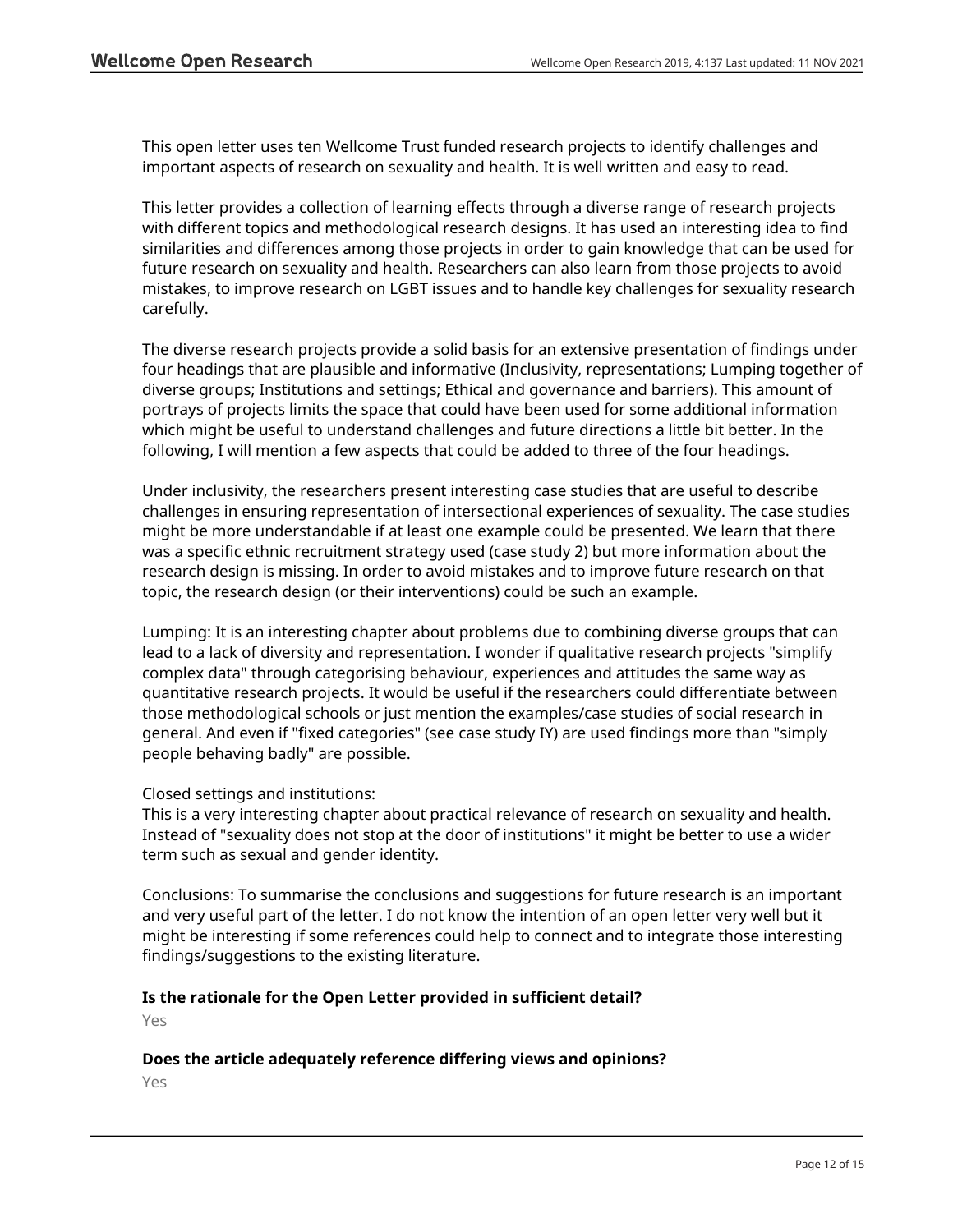This open letter uses ten Wellcome Trust funded research projects to identify challenges and important aspects of research on sexuality and health. It is well written and easy to read.

This letter provides a collection of learning effects through a diverse range of research projects with different topics and methodological research designs. It has used an interesting idea to find similarities and differences among those projects in order to gain knowledge that can be used for future research on sexuality and health. Researchers can also learn from those projects to avoid mistakes, to improve research on LGBT issues and to handle key challenges for sexuality research carefully.

The diverse research projects provide a solid basis for an extensive presentation of findings under four headings that are plausible and informative (Inclusivity, representations; Lumping together of diverse groups; Institutions and settings; Ethical and governance and barriers). This amount of portrays of projects limits the space that could have been used for some additional information which might be useful to understand challenges and future directions a little bit better. In the following, I will mention a few aspects that could be added to three of the four headings.

Under inclusivity, the researchers present interesting case studies that are useful to describe challenges in ensuring representation of intersectional experiences of sexuality. The case studies might be more understandable if at least one example could be presented. We learn that there was a specific ethnic recruitment strategy used (case study 2) but more information about the research design is missing. In order to avoid mistakes and to improve future research on that topic, the research design (or their interventions) could be such an example.

Lumping: It is an interesting chapter about problems due to combining diverse groups that can lead to a lack of diversity and representation. I wonder if qualitative research projects "simplify complex data" through categorising behaviour, experiences and attitudes the same way as quantitative research projects. It would be useful if the researchers could differentiate between those methodological schools or just mention the examples/case studies of social research in general. And even if "fixed categories" (see case study IY) are used findings more than "simply people behaving badly" are possible.

Closed settings and institutions:
This is a very interesting chapter about practical relevance of research on sexuality and health. Instead of "sexuality does not stop at the door of institutions" it might be better to use a wider term such as sexual and gender identity.

Conclusions: To summarise the conclusions and suggestions for future research is an important and very useful part of the letter. I do not know the intention of an open letter very well but it might be interesting if some references could help to connect and to integrate those interesting findings/suggestions to the existing literature.

**Is the rationale for the Open Letter provided in sufficient detail?**

Yes

**Does the article adequately reference differing views and opinions?**

Yes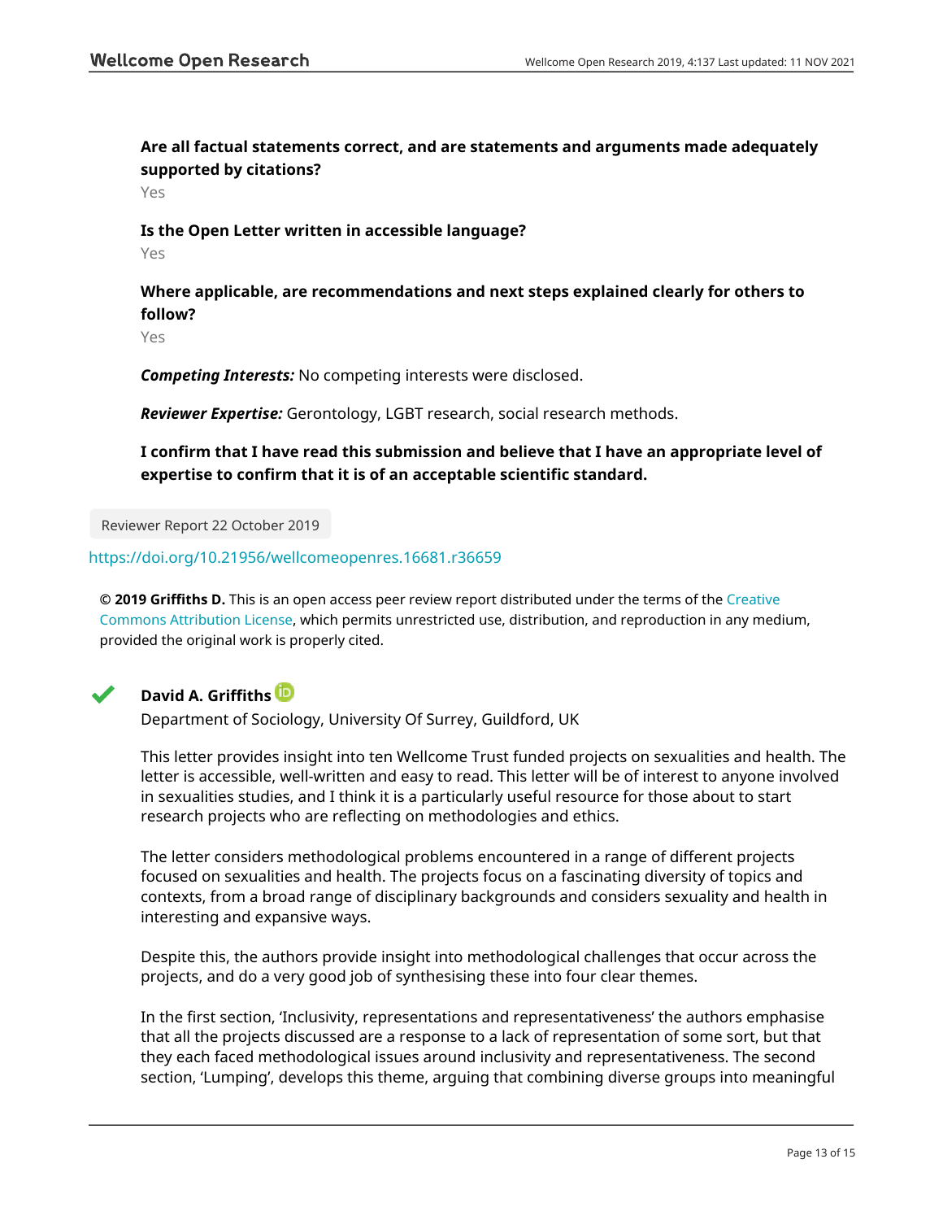**Are all factual statements correct, and are statements and arguments made adequately supported by citations?**

Yes

**Is the Open Letter written in accessible language?**

Yes

**Where applicable, are recommendations and next steps explained clearly for others to follow?**

Yes

***Competing Interests:*** No competing interests were disclosed.

***Reviewer Expertise:*** Gerontology, LGBT research, social research methods.

**I confirm that I have read this submission and believe that I have an appropriate level of expertise to confirm that it is of an acceptable scientific standard.**

Reviewer Report 22 October 2019

https://doi.org/10.21956/wellcomeopenres.16681.r36659

**© 2019 Griffiths D.** This is an open access peer review report distributed under the terms of the Creative Commons Attribution License, which permits unrestricted use, distribution, and reproduction in any medium, provided the original work is properly cited.

✔ **David A. Griffiths**

Department of Sociology, University Of Surrey, Guildford, UK

This letter provides insight into ten Wellcome Trust funded projects on sexualities and health. The letter is accessible, well-written and easy to read. This letter will be of interest to anyone involved in sexualities studies, and I think it is a particularly useful resource for those about to start research projects who are reflecting on methodologies and ethics.

The letter considers methodological problems encountered in a range of different projects focused on sexualities and health. The projects focus on a fascinating diversity of topics and contexts, from a broad range of disciplinary backgrounds and considers sexuality and health in interesting and expansive ways.

Despite this, the authors provide insight into methodological challenges that occur across the projects, and do a very good job of synthesising these into four clear themes.

In the first section, 'Inclusivity, representations and representativeness' the authors emphasise that all the projects discussed are a response to a lack of representation of some sort, but that they each faced methodological issues around inclusivity and representativeness. The second section, 'Lumping', develops this theme, arguing that combining diverse groups into meaningful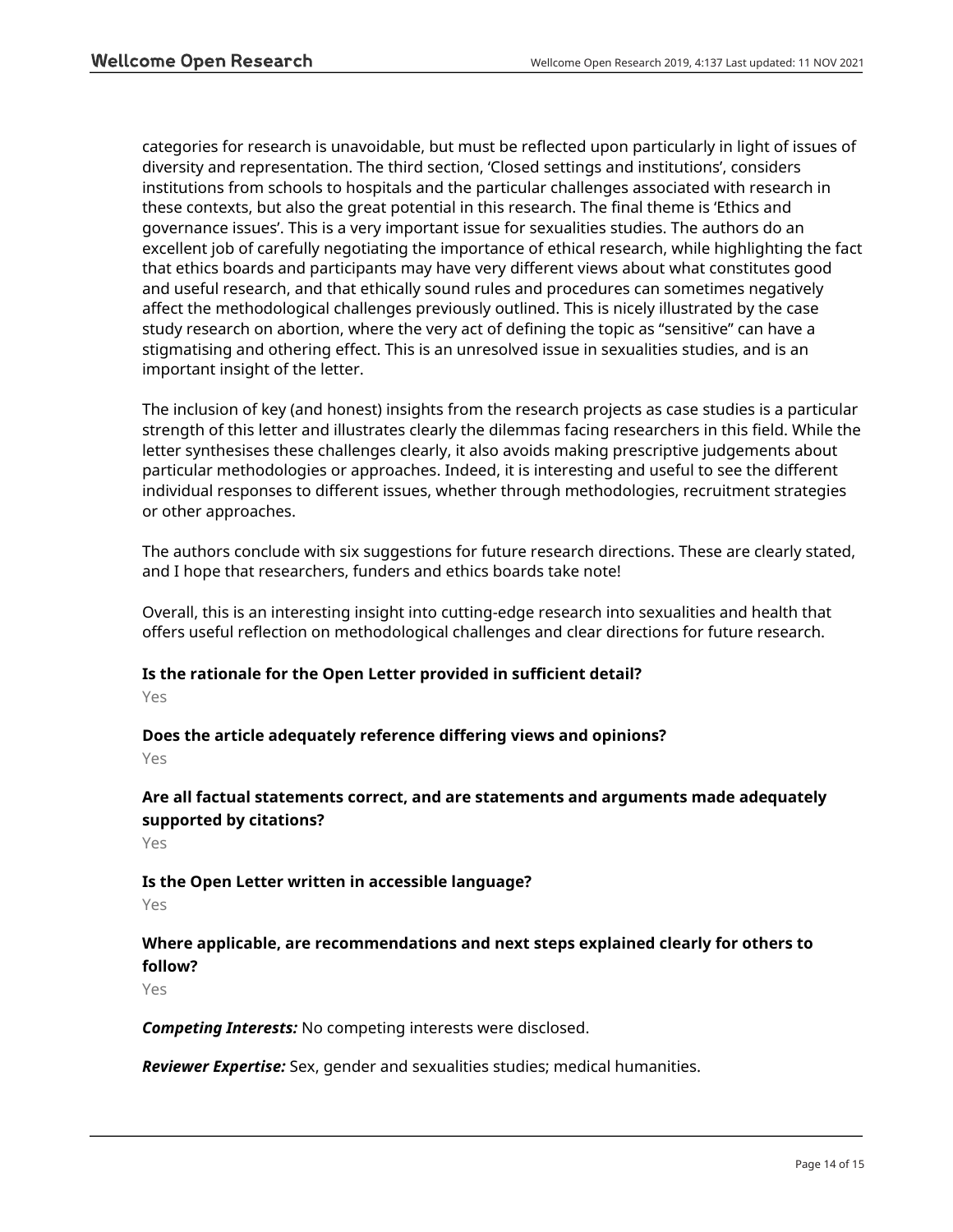categories for research is unavoidable, but must be reflected upon particularly in light of issues of diversity and representation. The third section, 'Closed settings and institutions', considers institutions from schools to hospitals and the particular challenges associated with research in these contexts, but also the great potential in this research. The final theme is 'Ethics and governance issues'. This is a very important issue for sexualities studies. The authors do an excellent job of carefully negotiating the importance of ethical research, while highlighting the fact that ethics boards and participants may have very different views about what constitutes good and useful research, and that ethically sound rules and procedures can sometimes negatively affect the methodological challenges previously outlined. This is nicely illustrated by the case study research on abortion, where the very act of defining the topic as "sensitive" can have a stigmatising and othering effect. This is an unresolved issue in sexualities studies, and is an important insight of the letter.

The inclusion of key (and honest) insights from the research projects as case studies is a particular strength of this letter and illustrates clearly the dilemmas facing researchers in this field. While the letter synthesises these challenges clearly, it also avoids making prescriptive judgements about particular methodologies or approaches. Indeed, it is interesting and useful to see the different individual responses to different issues, whether through methodologies, recruitment strategies or other approaches.

The authors conclude with six suggestions for future research directions. These are clearly stated, and I hope that researchers, funders and ethics boards take note!

Overall, this is an interesting insight into cutting-edge research into sexualities and health that offers useful reflection on methodological challenges and clear directions for future research.

**Is the rationale for the Open Letter provided in sufficient detail?**

Yes

**Does the article adequately reference differing views and opinions?**

Yes

**Are all factual statements correct, and are statements and arguments made adequately supported by citations?**

Yes

**Is the Open Letter written in accessible language?**

Yes

**Where applicable, are recommendations and next steps explained clearly for others to follow?**

Yes

***Competing Interests:*** No competing interests were disclosed.

***Reviewer Expertise:*** Sex, gender and sexualities studies; medical humanities.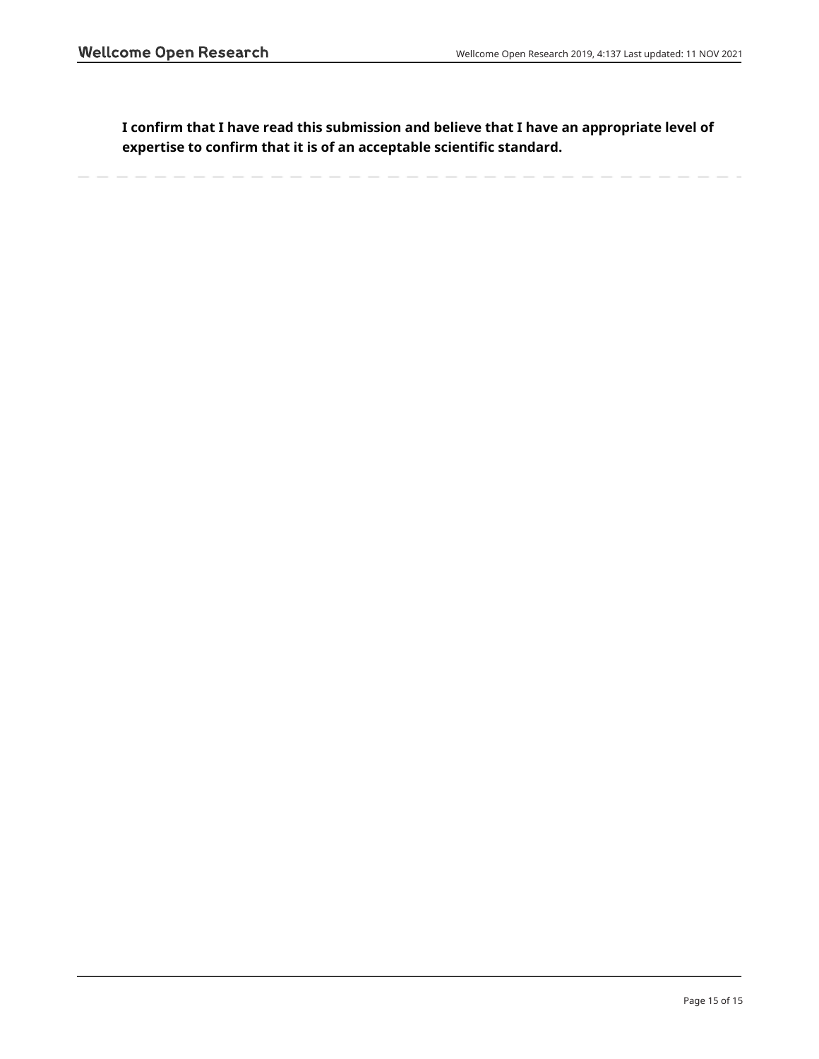**I confirm that I have read this submission and believe that I have an appropriate level of expertise to confirm that it is of an acceptable scientific standard.**